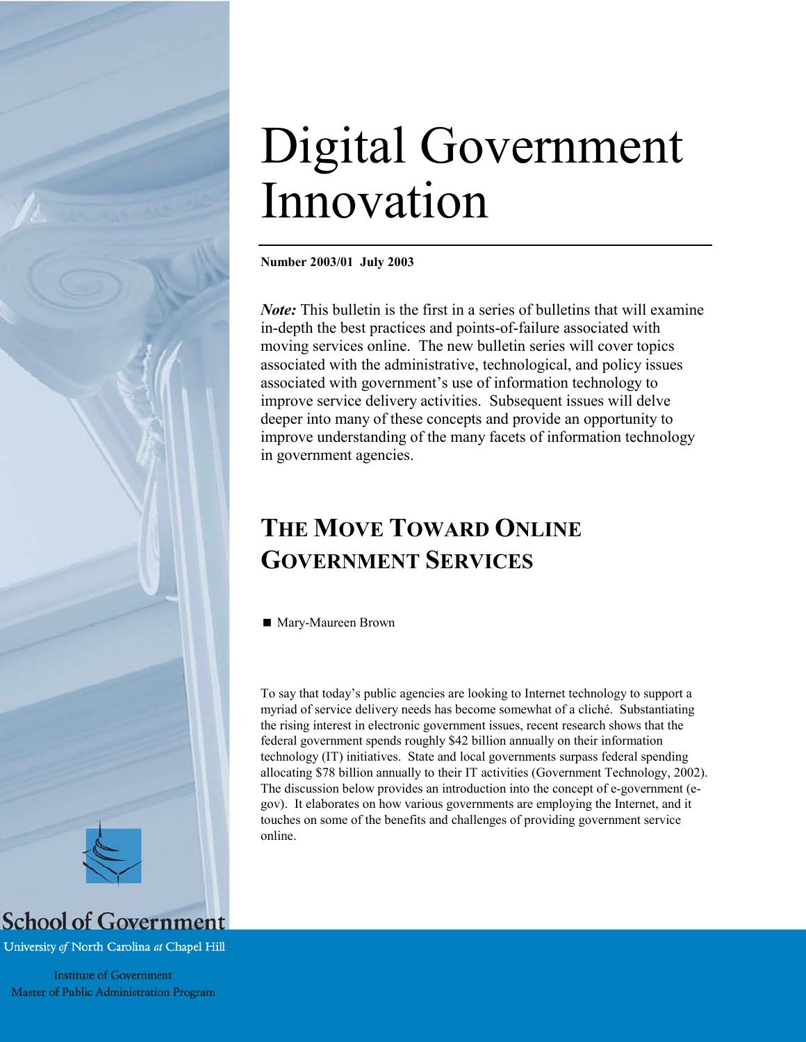# Digital Government Innovation

**Number 2003/01 July 2003**

***Note:*** This bulletin is the first in a series of bulletins that will examine in-depth the best practices and points-of-failure associated with moving services online. The new bulletin series will cover topics associated with the administrative, technological, and policy issues associated with government's use of information technology to improve service delivery activities. Subsequent issues will delve deeper into many of these concepts and provide an opportunity to improve understanding of the many facets of information technology in government agencies.

## THE MOVE TOWARD ONLINE GOVERNMENT SERVICES

■ Mary-Maureen Brown

To say that today's public agencies are looking to Internet technology to support a myriad of service delivery needs has become somewhat of a cliché. Substantiating the rising interest in electronic government issues, recent research shows that the federal government spends roughly $42 billion annually on their information technology (IT) initiatives. State and local governments surpass federal spending allocating $78 billion annually to their IT activities (Government Technology, 2002). The discussion below provides an introduction into the concept of e-government (e-gov). It elaborates on how various governments are employing the Internet, and it touches on some of the benefits and challenges of providing government service online.

School of Government
University *of* North Carolina *at* Chapel Hill

Institute of Government
Master of Public Administration Program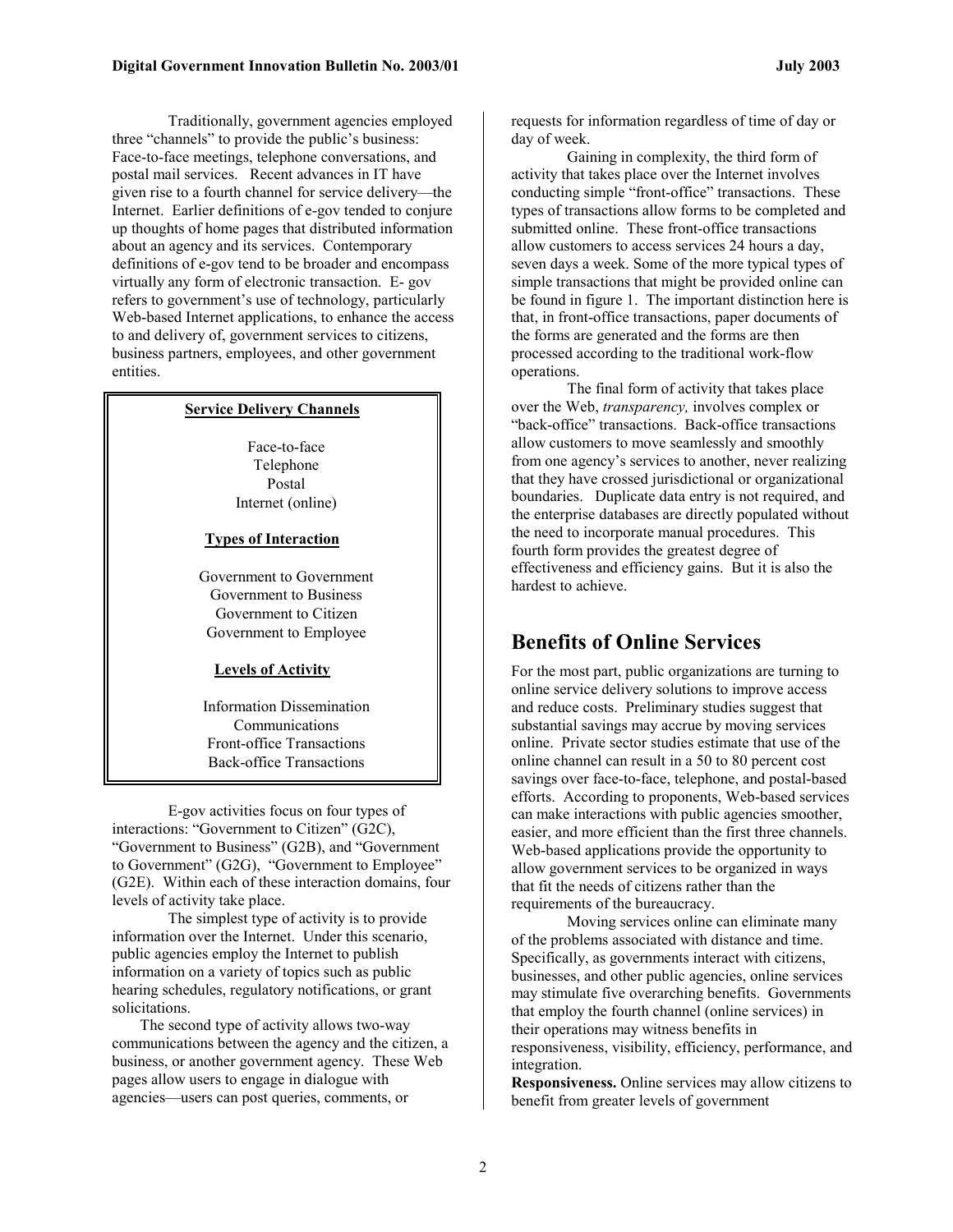Traditionally, government agencies employed three "channels" to provide the public's business: Face-to-face meetings, telephone conversations, and postal mail services. Recent advances in IT have given rise to a fourth channel for service delivery—the Internet. Earlier definitions of e-gov tended to conjure up thoughts of home pages that distributed information about an agency and its services. Contemporary definitions of e-gov tend to be broader and encompass virtually any form of electronic transaction. E- gov refers to government's use of technology, particularly Web-based Internet applications, to enhance the access to and delivery of, government services to citizens, business partners, employees, and other government entities.

**Service Delivery Channels**

Face-to-face
Telephone
Postal
Internet (online)

**Types of Interaction**

Government to Government
Government to Business
Government to Citizen
Government to Employee

**Levels of Activity**

Information Dissemination
Communications
Front-office Transactions
Back-office Transactions

E-gov activities focus on four types of interactions: "Government to Citizen" (G2C), "Government to Business" (G2B), and "Government to Government" (G2G), "Government to Employee" (G2E). Within each of these interaction domains, four levels of activity take place.

The simplest type of activity is to provide information over the Internet. Under this scenario, public agencies employ the Internet to publish information on a variety of topics such as public hearing schedules, regulatory notifications, or grant solicitations.

The second type of activity allows two-way communications between the agency and the citizen, a business, or another government agency. These Web pages allow users to engage in dialogue with agencies—users can post queries, comments, or requests for information regardless of time of day or day of week.

Gaining in complexity, the third form of activity that takes place over the Internet involves conducting simple "front-office" transactions. These types of transactions allow forms to be completed and submitted online. These front-office transactions allow customers to access services 24 hours a day, seven days a week. Some of the more typical types of simple transactions that might be provided online can be found in figure 1. The important distinction here is that, in front-office transactions, paper documents of the forms are generated and the forms are then processed according to the traditional work-flow operations.

The final form of activity that takes place over the Web, *transparency,* involves complex or "back-office" transactions. Back-office transactions allow customers to move seamlessly and smoothly from one agency's services to another, never realizing that they have crossed jurisdictional or organizational boundaries. Duplicate data entry is not required, and the enterprise databases are directly populated without the need to incorporate manual procedures. This fourth form provides the greatest degree of effectiveness and efficiency gains. But it is also the hardest to achieve.

# Benefits of Online Services

For the most part, public organizations are turning to online service delivery solutions to improve access and reduce costs. Preliminary studies suggest that substantial savings may accrue by moving services online. Private sector studies estimate that use of the online channel can result in a 50 to 80 percent cost savings over face-to-face, telephone, and postal-based efforts. According to proponents, Web-based services can make interactions with public agencies smoother, easier, and more efficient than the first three channels. Web-based applications provide the opportunity to allow government services to be organized in ways that fit the needs of citizens rather than the requirements of the bureaucracy.

Moving services online can eliminate many of the problems associated with distance and time. Specifically, as governments interact with citizens, businesses, and other public agencies, online services may stimulate five overarching benefits. Governments that employ the fourth channel (online services) in their operations may witness benefits in responsiveness, visibility, efficiency, performance, and integration.

**Responsiveness.** Online services may allow citizens to benefit from greater levels of government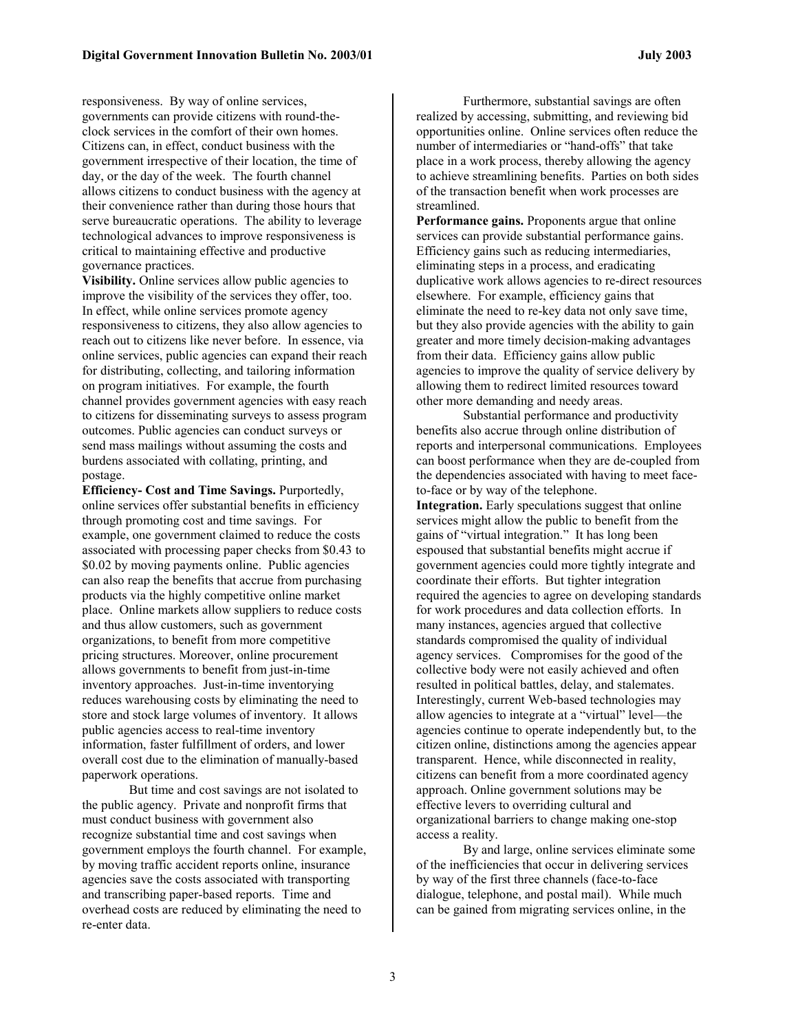responsiveness. By way of online services, governments can provide citizens with round-the-clock services in the comfort of their own homes. Citizens can, in effect, conduct business with the government irrespective of their location, the time of day, or the day of the week. The fourth channel allows citizens to conduct business with the agency at their convenience rather than during those hours that serve bureaucratic operations. The ability to leverage technological advances to improve responsiveness is critical to maintaining effective and productive governance practices.

**Visibility.** Online services allow public agencies to improve the visibility of the services they offer, too. In effect, while online services promote agency responsiveness to citizens, they also allow agencies to reach out to citizens like never before. In essence, via online services, public agencies can expand their reach for distributing, collecting, and tailoring information on program initiatives. For example, the fourth channel provides government agencies with easy reach to citizens for disseminating surveys to assess program outcomes. Public agencies can conduct surveys or send mass mailings without assuming the costs and burdens associated with collating, printing, and postage.

**Efficiency- Cost and Time Savings.** Purportedly, online services offer substantial benefits in efficiency through promoting cost and time savings. For example, one government claimed to reduce the costs associated with processing paper checks from \$0.43 to \$0.02 by moving payments online. Public agencies can also reap the benefits that accrue from purchasing products via the highly competitive online market place. Online markets allow suppliers to reduce costs and thus allow customers, such as government organizations, to benefit from more competitive pricing structures. Moreover, online procurement allows governments to benefit from just-in-time inventory approaches. Just-in-time inventorying reduces warehousing costs by eliminating the need to store and stock large volumes of inventory. It allows public agencies access to real-time inventory information, faster fulfillment of orders, and lower overall cost due to the elimination of manually-based paperwork operations.

But time and cost savings are not isolated to the public agency. Private and nonprofit firms that must conduct business with government also recognize substantial time and cost savings when government employs the fourth channel. For example, by moving traffic accident reports online, insurance agencies save the costs associated with transporting and transcribing paper-based reports. Time and overhead costs are reduced by eliminating the need to re-enter data.

Furthermore, substantial savings are often realized by accessing, submitting, and reviewing bid opportunities online. Online services often reduce the number of intermediaries or "hand-offs" that take place in a work process, thereby allowing the agency to achieve streamlining benefits. Parties on both sides of the transaction benefit when work processes are streamlined.

**Performance gains.** Proponents argue that online services can provide substantial performance gains. Efficiency gains such as reducing intermediaries, eliminating steps in a process, and eradicating duplicative work allows agencies to re-direct resources elsewhere. For example, efficiency gains that eliminate the need to re-key data not only save time, but they also provide agencies with the ability to gain greater and more timely decision-making advantages from their data. Efficiency gains allow public agencies to improve the quality of service delivery by allowing them to redirect limited resources toward other more demanding and needy areas.

Substantial performance and productivity benefits also accrue through online distribution of reports and interpersonal communications. Employees can boost performance when they are de-coupled from the dependencies associated with having to meet face-to-face or by way of the telephone.

**Integration.** Early speculations suggest that online services might allow the public to benefit from the gains of "virtual integration." It has long been espoused that substantial benefits might accrue if government agencies could more tightly integrate and coordinate their efforts. But tighter integration required the agencies to agree on developing standards for work procedures and data collection efforts. In many instances, agencies argued that collective standards compromised the quality of individual agency services. Compromises for the good of the collective body were not easily achieved and often resulted in political battles, delay, and stalemates. Interestingly, current Web-based technologies may allow agencies to integrate at a "virtual" level—the agencies continue to operate independently but, to the citizen online, distinctions among the agencies appear transparent. Hence, while disconnected in reality, citizens can benefit from a more coordinated agency approach. Online government solutions may be effective levers to overriding cultural and organizational barriers to change making one-stop access a reality.

By and large, online services eliminate some of the inefficiencies that occur in delivering services by way of the first three channels (face-to-face dialogue, telephone, and postal mail). While much can be gained from migrating services online, in the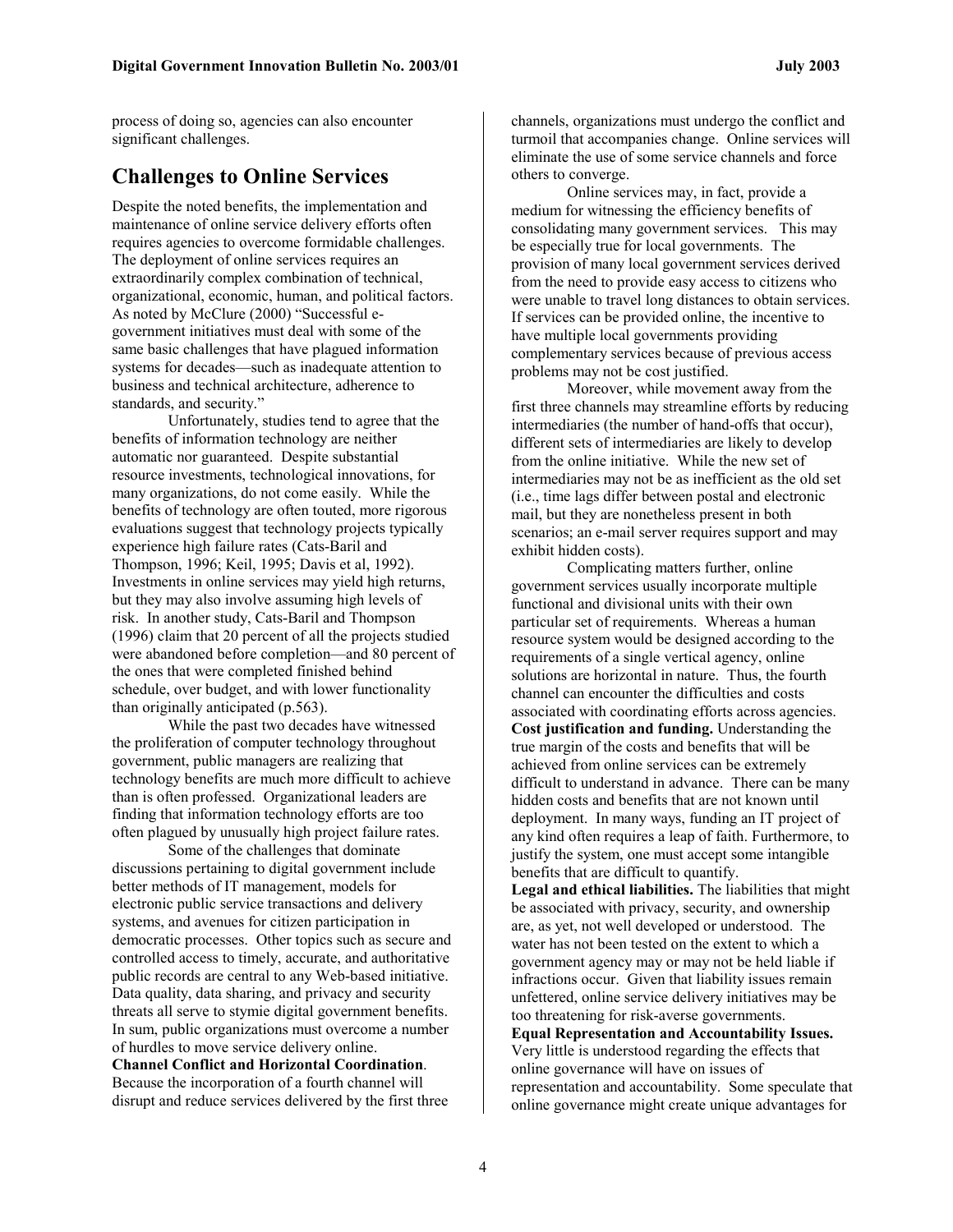process of doing so, agencies can also encounter significant challenges.

## Challenges to Online Services

Despite the noted benefits, the implementation and maintenance of online service delivery efforts often requires agencies to overcome formidable challenges. The deployment of online services requires an extraordinarily complex combination of technical, organizational, economic, human, and political factors. As noted by McClure (2000) "Successful e-government initiatives must deal with some of the same basic challenges that have plagued information systems for decades—such as inadequate attention to business and technical architecture, adherence to standards, and security."

Unfortunately, studies tend to agree that the benefits of information technology are neither automatic nor guaranteed. Despite substantial resource investments, technological innovations, for many organizations, do not come easily. While the benefits of technology are often touted, more rigorous evaluations suggest that technology projects typically experience high failure rates (Cats-Baril and Thompson, 1996; Keil, 1995; Davis et al, 1992). Investments in online services may yield high returns, but they may also involve assuming high levels of risk. In another study, Cats-Baril and Thompson (1996) claim that 20 percent of all the projects studied were abandoned before completion—and 80 percent of the ones that were completed finished behind schedule, over budget, and with lower functionality than originally anticipated (p.563).

While the past two decades have witnessed the proliferation of computer technology throughout government, public managers are realizing that technology benefits are much more difficult to achieve than is often professed. Organizational leaders are finding that information technology efforts are too often plagued by unusually high project failure rates.

Some of the challenges that dominate discussions pertaining to digital government include better methods of IT management, models for electronic public service transactions and delivery systems, and avenues for citizen participation in democratic processes. Other topics such as secure and controlled access to timely, accurate, and authoritative public records are central to any Web-based initiative. Data quality, data sharing, and privacy and security threats all serve to stymie digital government benefits. In sum, public organizations must overcome a number of hurdles to move service delivery online.

**Channel Conflict and Horizontal Coordination**. Because the incorporation of a fourth channel will disrupt and reduce services delivered by the first three channels, organizations must undergo the conflict and turmoil that accompanies change. Online services will eliminate the use of some service channels and force others to converge.

Online services may, in fact, provide a medium for witnessing the efficiency benefits of consolidating many government services. This may be especially true for local governments. The provision of many local government services derived from the need to provide easy access to citizens who were unable to travel long distances to obtain services. If services can be provided online, the incentive to have multiple local governments providing complementary services because of previous access problems may not be cost justified.

Moreover, while movement away from the first three channels may streamline efforts by reducing intermediaries (the number of hand-offs that occur), different sets of intermediaries are likely to develop from the online initiative. While the new set of intermediaries may not be as inefficient as the old set (i.e., time lags differ between postal and electronic mail, but they are nonetheless present in both scenarios; an e-mail server requires support and may exhibit hidden costs).

Complicating matters further, online government services usually incorporate multiple functional and divisional units with their own particular set of requirements. Whereas a human resource system would be designed according to the requirements of a single vertical agency, online solutions are horizontal in nature. Thus, the fourth channel can encounter the difficulties and costs associated with coordinating efforts across agencies.

**Cost justification and funding.** Understanding the true margin of the costs and benefits that will be achieved from online services can be extremely difficult to understand in advance. There can be many hidden costs and benefits that are not known until deployment. In many ways, funding an IT project of any kind often requires a leap of faith. Furthermore, to justify the system, one must accept some intangible benefits that are difficult to quantify.

**Legal and ethical liabilities.** The liabilities that might be associated with privacy, security, and ownership are, as yet, not well developed or understood. The water has not been tested on the extent to which a government agency may or may not be held liable if infractions occur. Given that liability issues remain unfettered, online service delivery initiatives may be too threatening for risk-averse governments.

**Equal Representation and Accountability Issues.** Very little is understood regarding the effects that online governance will have on issues of representation and accountability. Some speculate that online governance might create unique advantages for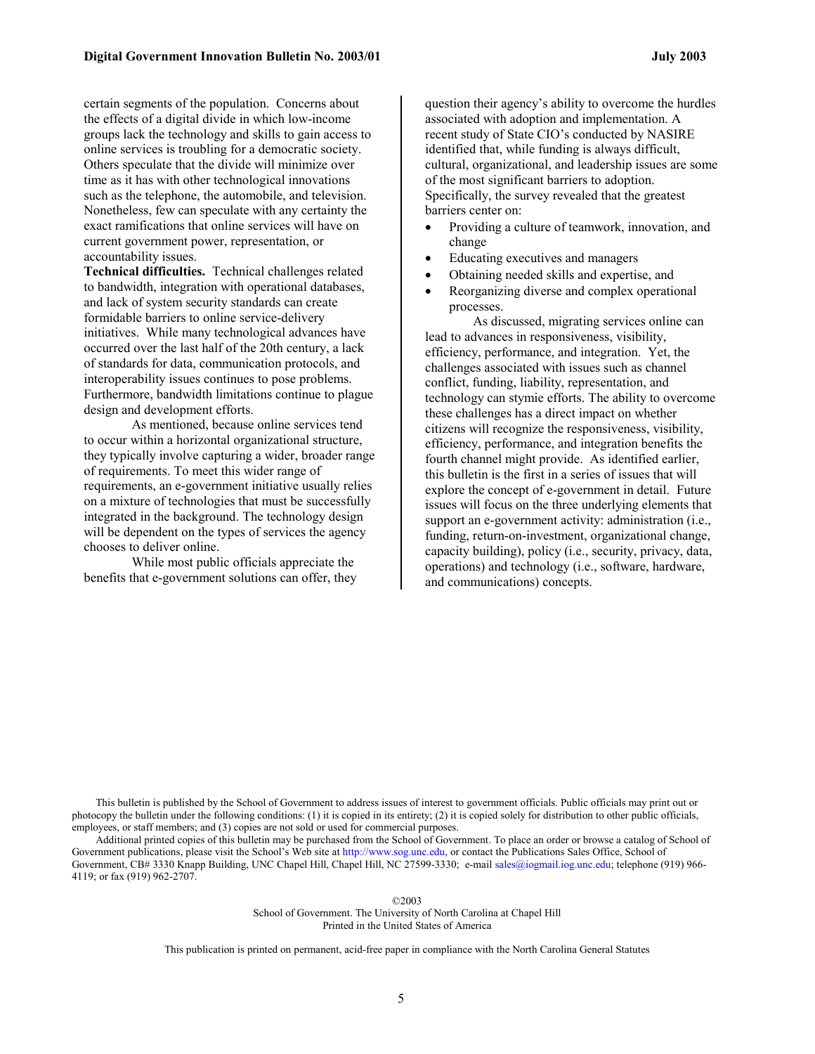certain segments of the population. Concerns about the effects of a digital divide in which low-income groups lack the technology and skills to gain access to online services is troubling for a democratic society. Others speculate that the divide will minimize over time as it has with other technological innovations such as the telephone, the automobile, and television. Nonetheless, few can speculate with any certainty the exact ramifications that online services will have on current government power, representation, or accountability issues.

**Technical difficulties.** Technical challenges related to bandwidth, integration with operational databases, and lack of system security standards can create formidable barriers to online service-delivery initiatives. While many technological advances have occurred over the last half of the 20th century, a lack of standards for data, communication protocols, and interoperability issues continues to pose problems. Furthermore, bandwidth limitations continue to plague design and development efforts.

As mentioned, because online services tend to occur within a horizontal organizational structure, they typically involve capturing a wider, broader range of requirements. To meet this wider range of requirements, an e-government initiative usually relies on a mixture of technologies that must be successfully integrated in the background. The technology design will be dependent on the types of services the agency chooses to deliver online.

While most public officials appreciate the benefits that e-government solutions can offer, they question their agency's ability to overcome the hurdles associated with adoption and implementation. A recent study of State CIO's conducted by NASIRE identified that, while funding is always difficult, cultural, organizational, and leadership issues are some of the most significant barriers to adoption. Specifically, the survey revealed that the greatest barriers center on:

- Providing a culture of teamwork, innovation, and change
- Educating executives and managers
- Obtaining needed skills and expertise, and
- Reorganizing diverse and complex operational processes.

As discussed, migrating services online can lead to advances in responsiveness, visibility, efficiency, performance, and integration. Yet, the challenges associated with issues such as channel conflict, funding, liability, representation, and technology can stymie efforts. The ability to overcome these challenges has a direct impact on whether citizens will recognize the responsiveness, visibility, efficiency, performance, and integration benefits the fourth channel might provide. As identified earlier, this bulletin is the first in a series of issues that will explore the concept of e-government in detail. Future issues will focus on the three underlying elements that support an e-government activity: administration (i.e., funding, return-on-investment, organizational change, capacity building), policy (i.e., security, privacy, data, operations) and technology (i.e., software, hardware, and communications) concepts.

This bulletin is published by the School of Government to address issues of interest to government officials. Public officials may print out or photocopy the bulletin under the following conditions: (1) it is copied in its entirety; (2) it is copied solely for distribution to other public officials, employees, or staff members; and (3) copies are not sold or used for commercial purposes.

Additional printed copies of this bulletin may be purchased from the School of Government. To place an order or browse a catalog of School of Government publications, please visit the School's Web site at http://www.sog.unc.edu, or contact the Publications Sales Office, School of Government, CB# 3330 Knapp Building, UNC Chapel Hill, Chapel Hill, NC 27599-3330; e-mail sales@iogmail.iog.unc.edu; telephone (919) 966-4119; or fax (919) 962-2707.

©2003
School of Government. The University of North Carolina at Chapel Hill
Printed in the United States of America

This publication is printed on permanent, acid-free paper in compliance with the North Carolina General Statutes